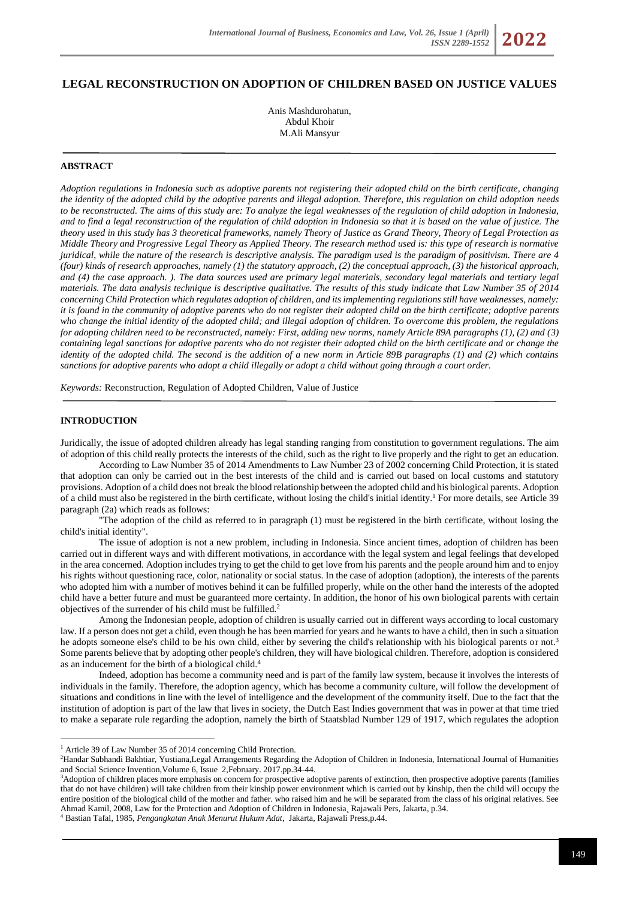# LEGAL RECONSTRUCTION ON ADOPTION OF CHILDREN BASED ON JUSTICE VALUES

Anis Mashdurohatun,
Abdul Khoir
M.Ali Mansyur

## ABSTRACT

*Adoption regulations in Indonesia such as adoptive parents not registering their adopted child on the birth certificate, changing the identity of the adopted child by the adoptive parents and illegal adoption. Therefore, this regulation on child adoption needs to be reconstructed. The aims of this study are: To analyze the legal weaknesses of the regulation of child adoption in Indonesia, and to find a legal reconstruction of the regulation of child adoption in Indonesia so that it is based on the value of justice. The theory used in this study has 3 theoretical frameworks, namely Theory of Justice as Grand Theory, Theory of Legal Protection as Middle Theory and Progressive Legal Theory as Applied Theory. The research method used is: this type of research is normative juridical, while the nature of the research is descriptive analysis. The paradigm used is the paradigm of positivism. There are 4 (four) kinds of research approaches, namely (1) the statutory approach, (2) the conceptual approach, (3) the historical approach, and (4) the case approach. ). The data sources used are primary legal materials, secondary legal materials and tertiary legal materials. The data analysis technique is descriptive qualitative. The results of this study indicate that Law Number 35 of 2014 concerning Child Protection which regulates adoption of children, and its implementing regulations still have weaknesses, namely: it is found in the community of adoptive parents who do not register their adopted child on the birth certificate; adoptive parents who change the initial identity of the adopted child; and illegal adoption of children. To overcome this problem, the regulations for adopting children need to be reconstructed, namely: First, adding new norms, namely Article 89A paragraphs (1), (2) and (3) containing legal sanctions for adoptive parents who do not register their adopted child on the birth certificate and or change the identity of the adopted child. The second is the addition of a new norm in Article 89B paragraphs (1) and (2) which contains sanctions for adoptive parents who adopt a child illegally or adopt a child without going through a court order.*

*Keywords:* Reconstruction, Regulation of Adopted Children, Value of Justice

## INTRODUCTION

Juridically, the issue of adopted children already has legal standing ranging from constitution to government regulations. The aim of adoption of this child really protects the interests of the child, such as the right to live properly and the right to get an education.

According to Law Number 35 of 2014 Amendments to Law Number 23 of 2002 concerning Child Protection, it is stated that adoption can only be carried out in the best interests of the child and is carried out based on local customs and statutory provisions. Adoption of a child does not break the blood relationship between the adopted child and his biological parents. Adoption of a child must also be registered in the birth certificate, without losing the child's initial identity.[1] For more details, see Article 39 paragraph (2a) which reads as follows:

"The adoption of the child as referred to in paragraph (1) must be registered in the birth certificate, without losing the child's initial identity".

The issue of adoption is not a new problem, including in Indonesia. Since ancient times, adoption of children has been carried out in different ways and with different motivations, in accordance with the legal system and legal feelings that developed in the area concerned. Adoption includes trying to get the child to get love from his parents and the people around him and to enjoy his rights without questioning race, color, nationality or social status. In the case of adoption (adoption), the interests of the parents who adopted him with a number of motives behind it can be fulfilled properly, while on the other hand the interests of the adopted child have a better future and must be guaranteed more certainty. In addition, the honor of his own biological parents with certain objectives of the surrender of his child must be fulfilled.[2]

Among the Indonesian people, adoption of children is usually carried out in different ways according to local customary law. If a person does not get a child, even though he has been married for years and he wants to have a child, then in such a situation he adopts someone else's child to be his own child, either by severing the child's relationship with his biological parents or not.[3] Some parents believe that by adopting other people's children, they will have biological children. Therefore, adoption is considered as an inducement for the birth of a biological child.[4]

Indeed, adoption has become a community need and is part of the family law system, because it involves the interests of individuals in the family. Therefore, the adoption agency, which has become a community culture, will follow the development of situations and conditions in line with the level of intelligence and the development of the community itself. Due to the fact that the institution of adoption is part of the law that lives in society, the Dutch East Indies government that was in power at that time tried to make a separate rule regarding the adoption, namely the birth of Staatsblad Number 129 of 1917, which regulates the adoption

---

[1] Article 39 of Law Number 35 of 2014 concerning Child Protection.

[2] Handar Subhandi Bakhtiar, Yustiana,Legal Arrangements Regarding the Adoption of Children in Indonesia, International Journal of Humanities and Social Science Invention,Volume 6, Issue 2,February. 2017.pp.34-44.

[3] Adoption of children places more emphasis on concern for prospective adoptive parents of extinction, then prospective adoptive parents (families that do not have children) will take children from their kinship power environment which is carried out by kinship, then the child will occupy the entire position of the biological child of the mother and father. who raised him and he will be separated from the class of his original relatives. See Ahmad Kamil, 2008, Law for the Protection and Adoption of Children in Indonesia, Rajawali Pers, Jakarta, p.34.

[4] Bastian Tafal, 1985, *Pengangkatan Anak Menurut Hukum Adat*, Jakarta, Rajawali Press,p.44.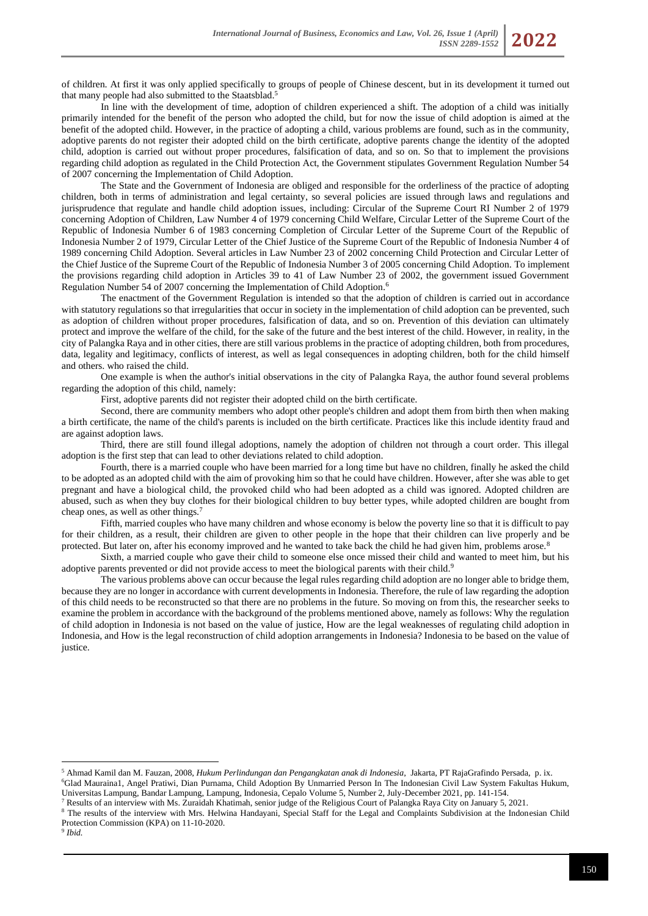of children. At first it was only applied specifically to groups of people of Chinese descent, but in its development it turned out that many people had also submitted to the Staatsblad.[5]

In line with the development of time, adoption of children experienced a shift. The adoption of a child was initially primarily intended for the benefit of the person who adopted the child, but for now the issue of child adoption is aimed at the benefit of the adopted child. However, in the practice of adopting a child, various problems are found, such as in the community, adoptive parents do not register their adopted child on the birth certificate, adoptive parents change the identity of the adopted child, adoption is carried out without proper procedures, falsification of data, and so on. So that to implement the provisions regarding child adoption as regulated in the Child Protection Act, the Government stipulates Government Regulation Number 54 of 2007 concerning the Implementation of Child Adoption.

The State and the Government of Indonesia are obliged and responsible for the orderliness of the practice of adopting children, both in terms of administration and legal certainty, so several policies are issued through laws and regulations and jurisprudence that regulate and handle child adoption issues, including: Circular of the Supreme Court RI Number 2 of 1979 concerning Adoption of Children, Law Number 4 of 1979 concerning Child Welfare, Circular Letter of the Supreme Court of the Republic of Indonesia Number 6 of 1983 concerning Completion of Circular Letter of the Supreme Court of the Republic of Indonesia Number 2 of 1979, Circular Letter of the Chief Justice of the Supreme Court of the Republic of Indonesia Number 4 of 1989 concerning Child Adoption. Several articles in Law Number 23 of 2002 concerning Child Protection and Circular Letter of the Chief Justice of the Supreme Court of the Republic of Indonesia Number 3 of 2005 concerning Child Adoption. To implement the provisions regarding child adoption in Articles 39 to 41 of Law Number 23 of 2002, the government issued Government Regulation Number 54 of 2007 concerning the Implementation of Child Adoption.[6]

The enactment of the Government Regulation is intended so that the adoption of children is carried out in accordance with statutory regulations so that irregularities that occur in society in the implementation of child adoption can be prevented, such as adoption of children without proper procedures, falsification of data, and so on. Prevention of this deviation can ultimately protect and improve the welfare of the child, for the sake of the future and the best interest of the child. However, in reality, in the city of Palangka Raya and in other cities, there are still various problems in the practice of adopting children, both from procedures, data, legality and legitimacy, conflicts of interest, as well as legal consequences in adopting children, both for the child himself and others. who raised the child.

One example is when the author's initial observations in the city of Palangka Raya, the author found several problems regarding the adoption of this child, namely:

First, adoptive parents did not register their adopted child on the birth certificate.

Second, there are community members who adopt other people's children and adopt them from birth then when making a birth certificate, the name of the child's parents is included on the birth certificate. Practices like this include identity fraud and are against adoption laws.

Third, there are still found illegal adoptions, namely the adoption of children not through a court order. This illegal adoption is the first step that can lead to other deviations related to child adoption.

Fourth, there is a married couple who have been married for a long time but have no children, finally he asked the child to be adopted as an adopted child with the aim of provoking him so that he could have children. However, after she was able to get pregnant and have a biological child, the provoked child who had been adopted as a child was ignored. Adopted children are abused, such as when they buy clothes for their biological children to buy better types, while adopted children are bought from cheap ones, as well as other things.[7]

Fifth, married couples who have many children and whose economy is below the poverty line so that it is difficult to pay for their children, as a result, their children are given to other people in the hope that their children can live properly and be protected. But later on, after his economy improved and he wanted to take back the child he had given him, problems arose.[8]

Sixth, a married couple who gave their child to someone else once missed their child and wanted to meet him, but his adoptive parents prevented or did not provide access to meet the biological parents with their child.[9]

The various problems above can occur because the legal rules regarding child adoption are no longer able to bridge them, because they are no longer in accordance with current developments in Indonesia. Therefore, the rule of law regarding the adoption of this child needs to be reconstructed so that there are no problems in the future. So moving on from this, the researcher seeks to examine the problem in accordance with the background of the problems mentioned above, namely as follows: Why the regulation of child adoption in Indonesia is not based on the value of justice, How are the legal weaknesses of regulating child adoption in Indonesia, and How is the legal reconstruction of child adoption arrangements in Indonesia? Indonesia to be based on the value of justice.

---

[5] Ahmad Kamil dan M. Fauzan, 2008, *Hukum Perlindungan dan Pengangkatan anak di Indonesia*, Jakarta, PT RajaGrafindo Persada, p. ix.

[6] Glad Mauraina1, Angel Pratiwi, Dian Purnama, Child Adoption By Unmarried Person In The Indonesian Civil Law System Fakultas Hukum, Universitas Lampung, Bandar Lampung, Lampung, Indonesia, Cepalo Volume 5, Number 2, July-December 2021, pp. 141-154.

[7] Results of an interview with Ms. Zuraidah Khatimah, senior judge of the Religious Court of Palangka Raya City on January 5, 2021.

[8] The results of the interview with Mrs. Helwina Handayani, Special Staff for the Legal and Complaints Subdivision at the Indonesian Child Protection Commission (KPA) on 11-10-2020.

[9] *Ibid.*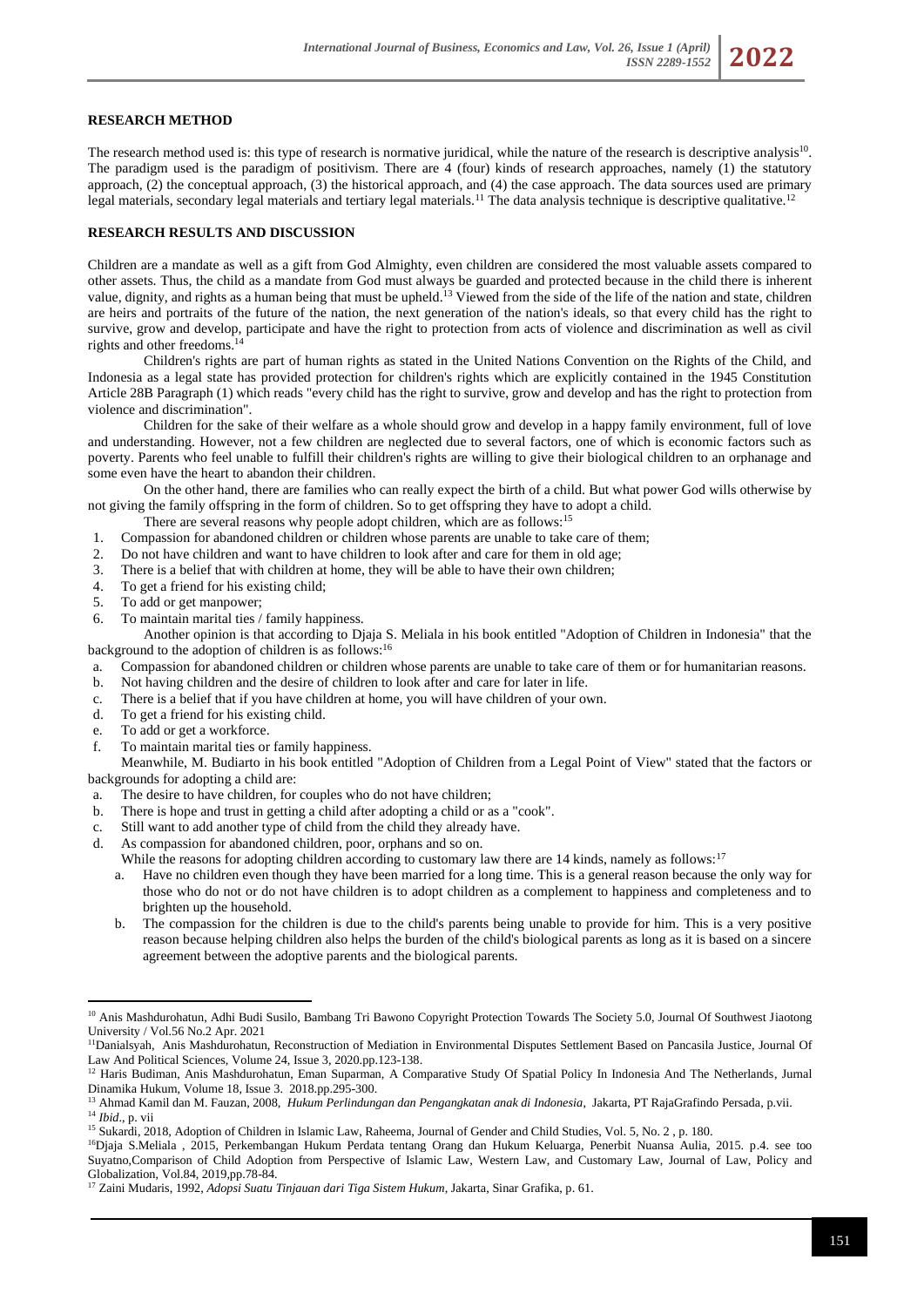## RESEARCH METHOD

The research method used is: this type of research is normative juridical, while the nature of the research is descriptive analysis[10]. The paradigm used is the paradigm of positivism. There are 4 (four) kinds of research approaches, namely (1) the statutory approach, (2) the conceptual approach, (3) the historical approach, and (4) the case approach. The data sources used are primary legal materials, secondary legal materials and tertiary legal materials.[11] The data analysis technique is descriptive qualitative.[12]

## RESEARCH RESULTS AND DISCUSSION

Children are a mandate as well as a gift from God Almighty, even children are considered the most valuable assets compared to other assets. Thus, the child as a mandate from God must always be guarded and protected because in the child there is inherent value, dignity, and rights as a human being that must be upheld.[13] Viewed from the side of the life of the nation and state, children are heirs and portraits of the future of the nation, the next generation of the nation's ideals, so that every child has the right to survive, grow and develop, participate and have the right to protection from acts of violence and discrimination as well as civil rights and other freedoms.[14]

Children's rights are part of human rights as stated in the United Nations Convention on the Rights of the Child, and Indonesia as a legal state has provided protection for children's rights which are explicitly contained in the 1945 Constitution Article 28B Paragraph (1) which reads "every child has the right to survive, grow and develop and has the right to protection from violence and discrimination".

Children for the sake of their welfare as a whole should grow and develop in a happy family environment, full of love and understanding. However, not a few children are neglected due to several factors, one of which is economic factors such as poverty. Parents who feel unable to fulfill their children's rights are willing to give their biological children to an orphanage and some even have the heart to abandon their children.

On the other hand, there are families who can really expect the birth of a child. But what power God wills otherwise by not giving the family offspring in the form of children. So to get offspring they have to adopt a child.

There are several reasons why people adopt children, which are as follows:[15]

1. Compassion for abandoned children or children whose parents are unable to take care of them;
2. Do not have children and want to have children to look after and care for them in old age;
3. There is a belief that with children at home, they will be able to have their own children;
4. To get a friend for his existing child;
5. To add or get manpower;
6. To maintain marital ties / family happiness.

Another opinion is that according to Djaja S. Meliala in his book entitled "Adoption of Children in Indonesia" that the background to the adoption of children is as follows:[16]

a. Compassion for abandoned children or children whose parents are unable to take care of them or for humanitarian reasons.
b. Not having children and the desire of children to look after and care for later in life.
c. There is a belief that if you have children at home, you will have children of your own.
d. To get a friend for his existing child.
e. To add or get a workforce.
f. To maintain marital ties or family happiness.

Meanwhile, M. Budiarto in his book entitled "Adoption of Children from a Legal Point of View" stated that the factors or backgrounds for adopting a child are:

a. The desire to have children, for couples who do not have children;
b. There is hope and trust in getting a child after adopting a child or as a "cook".
c. Still want to add another type of child from the child they already have.
d. As compassion for abandoned children, poor, orphans and so on.

While the reasons for adopting children according to customary law there are 14 kinds, namely as follows:[17]

a. Have no children even though they have been married for a long time. This is a general reason because the only way for those who do not or do not have children is to adopt children as a complement to happiness and completeness and to brighten up the household.
b. The compassion for the children is due to the child's parents being unable to provide for him. This is a very positive reason because helping children also helps the burden of the child's biological parents as long as it is based on a sincere agreement between the adoptive parents and the biological parents.

---

[10] Anis Mashdurohatun, Adhi Budi Susilo, Bambang Tri Bawono Copyright Protection Towards The Society 5.0, Journal Of Southwest Jiaotong University / Vol.56 No.2 Apr. 2021

[11] Danialsyah, Anis Mashdurohatun, Reconstruction of Mediation in Environmental Disputes Settlement Based on Pancasila Justice, Journal Of Law And Political Sciences, Volume 24, Issue 3, 2020.pp.123-138.

[12] Haris Budiman, Anis Mashdurohatun, Eman Suparman, A Comparative Study Of Spatial Policy In Indonesia And The Netherlands, Jurnal Dinamika Hukum, Volume 18, Issue 3. 2018.pp.295-300.

[13] Ahmad Kamil dan M. Fauzan, 2008, *Hukum Perlindungan dan Pengangkatan anak di Indonesia*, Jakarta, PT RajaGrafindo Persada, p.vii.

[14] *Ibid*., p. vii

[15] Sukardi, 2018, Adoption of Children in Islamic Law, Raheema, Journal of Gender and Child Studies, Vol. 5, No. 2 , p. 180.

[16] Djaja S.Meliala , 2015, Perkembangan Hukum Perdata tentang Orang dan Hukum Keluarga, Penerbit Nuansa Aulia, 2015. p.4. see too Suyatno,Comparison of Child Adoption from Perspective of Islamic Law, Western Law, and Customary Law, Journal of Law, Policy and Globalization, Vol.84, 2019,pp.78-84.

[17] Zaini Mudaris, 1992, *Adopsi Suatu Tinjauan dari Tiga Sistem Hukum*, Jakarta, Sinar Grafika, p. 61.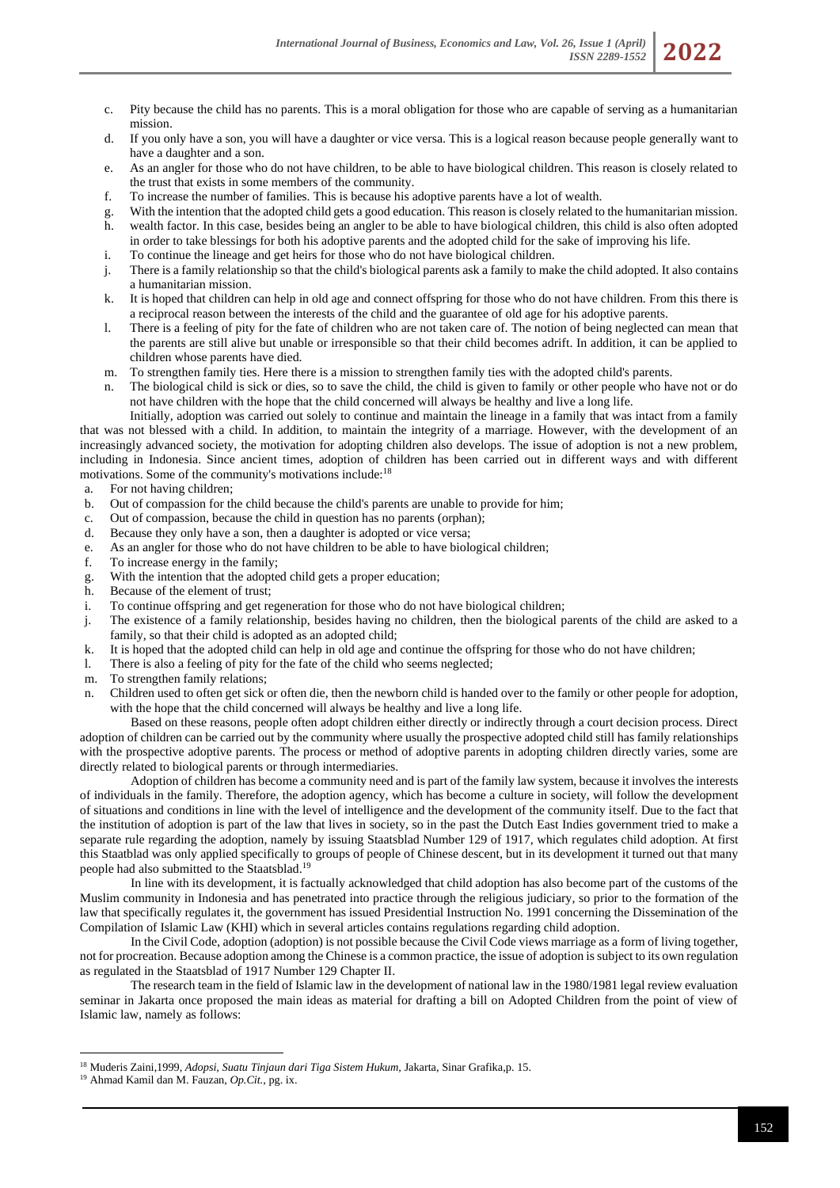c. Pity because the child has no parents. This is a moral obligation for those who are capable of serving as a humanitarian mission.
d. If you only have a son, you will have a daughter or vice versa. This is a logical reason because people generally want to have a daughter and a son.
e. As an angler for those who do not have children, to be able to have biological children. This reason is closely related to the trust that exists in some members of the community.
f. To increase the number of families. This is because his adoptive parents have a lot of wealth.
g. With the intention that the adopted child gets a good education. This reason is closely related to the humanitarian mission.
h. wealth factor. In this case, besides being an angler to be able to have biological children, this child is also often adopted in order to take blessings for both his adoptive parents and the adopted child for the sake of improving his life.
i. To continue the lineage and get heirs for those who do not have biological children.
j. There is a family relationship so that the child's biological parents ask a family to make the child adopted. It also contains a humanitarian mission.
k. It is hoped that children can help in old age and connect offspring for those who do not have children. From this there is a reciprocal reason between the interests of the child and the guarantee of old age for his adoptive parents.
l. There is a feeling of pity for the fate of children who are not taken care of. The notion of being neglected can mean that the parents are still alive but unable or irresponsible so that their child becomes adrift. In addition, it can be applied to children whose parents have died.
m. To strengthen family ties. Here there is a mission to strengthen family ties with the adopted child's parents.
n. The biological child is sick or dies, so to save the child, the child is given to family or other people who have not or do not have children with the hope that the child concerned will always be healthy and live a long life.

Initially, adoption was carried out solely to continue and maintain the lineage in a family that was intact from a family that was not blessed with a child. In addition, to maintain the integrity of a marriage. However, with the development of an increasingly advanced society, the motivation for adopting children also develops. The issue of adoption is not a new problem, including in Indonesia. Since ancient times, adoption of children has been carried out in different ways and with different motivations. Some of the community's motivations include:[18]

a. For not having children;
b. Out of compassion for the child because the child's parents are unable to provide for him;
c. Out of compassion, because the child in question has no parents (orphan);
d. Because they only have a son, then a daughter is adopted or vice versa;
e. As an angler for those who do not have children to be able to have biological children;
f. To increase energy in the family;
g. With the intention that the adopted child gets a proper education;
h. Because of the element of trust;
i. To continue offspring and get regeneration for those who do not have biological children;
j. The existence of a family relationship, besides having no children, then the biological parents of the child are asked to a family, so that their child is adopted as an adopted child;
k. It is hoped that the adopted child can help in old age and continue the offspring for those who do not have children;
l. There is also a feeling of pity for the fate of the child who seems neglected;
m. To strengthen family relations;
n. Children used to often get sick or often die, then the newborn child is handed over to the family or other people for adoption, with the hope that the child concerned will always be healthy and live a long life.

Based on these reasons, people often adopt children either directly or indirectly through a court decision process. Direct adoption of children can be carried out by the community where usually the prospective adopted child still has family relationships with the prospective adoptive parents. The process or method of adoptive parents in adopting children directly varies, some are directly related to biological parents or through intermediaries.

Adoption of children has become a community need and is part of the family law system, because it involves the interests of individuals in the family. Therefore, the adoption agency, which has become a culture in society, will follow the development of situations and conditions in line with the level of intelligence and the development of the community itself. Due to the fact that the institution of adoption is part of the law that lives in society, so in the past the Dutch East Indies government tried to make a separate rule regarding the adoption, namely by issuing Staatsblad Number 129 of 1917, which regulates child adoption. At first this Staatblad was only applied specifically to groups of people of Chinese descent, but in its development it turned out that many people had also submitted to the Staatsblad.[19]

In line with its development, it is factually acknowledged that child adoption has also become part of the customs of the Muslim community in Indonesia and has penetrated into practice through the religious judiciary, so prior to the formation of the law that specifically regulates it, the government has issued Presidential Instruction No. 1991 concerning the Dissemination of the Compilation of Islamic Law (KHI) which in several articles contains regulations regarding child adoption.

In the Civil Code, adoption (adoption) is not possible because the Civil Code views marriage as a form of living together, not for procreation. Because adoption among the Chinese is a common practice, the issue of adoption is subject to its own regulation as regulated in the Staatsblad of 1917 Number 129 Chapter II.

The research team in the field of Islamic law in the development of national law in the 1980/1981 legal review evaluation seminar in Jakarta once proposed the main ideas as material for drafting a bill on Adopted Children from the point of view of Islamic law, namely as follows:

---

[18] Muderis Zaini,1999, *Adopsi, Suatu Tinjauan dari Tiga Sistem Hukum*, Jakarta, Sinar Grafika,p. 15.

[19] Ahmad Kamil dan M. Fauzan, *Op.Cit.*, pg. ix.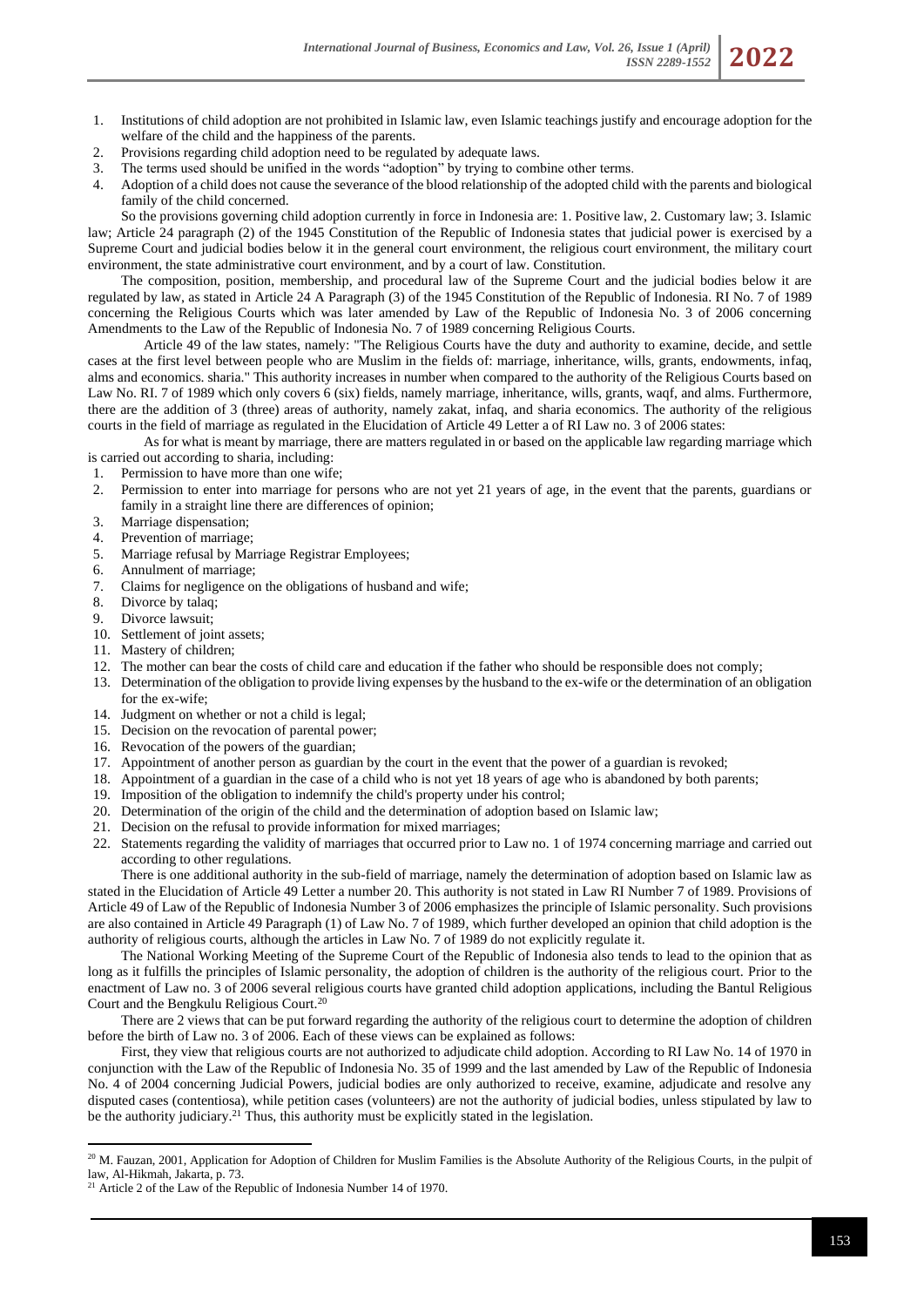1. Institutions of child adoption are not prohibited in Islamic law, even Islamic teachings justify and encourage adoption for the welfare of the child and the happiness of the parents.
2. Provisions regarding child adoption need to be regulated by adequate laws.
3. The terms used should be unified in the words "adoption" by trying to combine other terms.
4. Adoption of a child does not cause the severance of the blood relationship of the adopted child with the parents and biological family of the child concerned.

So the provisions governing child adoption currently in force in Indonesia are: 1. Positive law, 2. Customary law; 3. Islamic law; Article 24 paragraph (2) of the 1945 Constitution of the Republic of Indonesia states that judicial power is exercised by a Supreme Court and judicial bodies below it in the general court environment, the religious court environment, the military court environment, the state administrative court environment, and by a court of law. Constitution.

The composition, position, membership, and procedural law of the Supreme Court and the judicial bodies below it are regulated by law, as stated in Article 24 A Paragraph (3) of the 1945 Constitution of the Republic of Indonesia. RI No. 7 of 1989 concerning the Religious Courts which was later amended by Law of the Republic of Indonesia No. 3 of 2006 concerning Amendments to the Law of the Republic of Indonesia No. 7 of 1989 concerning Religious Courts.

Article 49 of the law states, namely: "The Religious Courts have the duty and authority to examine, decide, and settle cases at the first level between people who are Muslim in the fields of: marriage, inheritance, wills, grants, endowments, infaq, alms and economics. sharia." This authority increases in number when compared to the authority of the Religious Courts based on Law No. RI. 7 of 1989 which only covers 6 (six) fields, namely marriage, inheritance, wills, grants, waqf, and alms. Furthermore, there are the addition of 3 (three) areas of authority, namely zakat, infaq, and sharia economics. The authority of the religious courts in the field of marriage as regulated in the Elucidation of Article 49 Letter a of RI Law no. 3 of 2006 states:

As for what is meant by marriage, there are matters regulated in or based on the applicable law regarding marriage which is carried out according to sharia, including:

1. Permission to have more than one wife;
2. Permission to enter into marriage for persons who are not yet 21 years of age, in the event that the parents, guardians or family in a straight line there are differences of opinion;
3. Marriage dispensation;
4. Prevention of marriage;
5. Marriage refusal by Marriage Registrar Employees;
6. Annulment of marriage;
7. Claims for negligence on the obligations of husband and wife;
8. Divorce by talaq;
9. Divorce lawsuit;
10. Settlement of joint assets;
11. Mastery of children;
12. The mother can bear the costs of child care and education if the father who should be responsible does not comply;
13. Determination of the obligation to provide living expenses by the husband to the ex-wife or the determination of an obligation for the ex-wife;
14. Judgment on whether or not a child is legal;
15. Decision on the revocation of parental power;
16. Revocation of the powers of the guardian;
17. Appointment of another person as guardian by the court in the event that the power of a guardian is revoked;
18. Appointment of a guardian in the case of a child who is not yet 18 years of age who is abandoned by both parents;
19. Imposition of the obligation to indemnify the child's property under his control;
20. Determination of the origin of the child and the determination of adoption based on Islamic law;
21. Decision on the refusal to provide information for mixed marriages;
22. Statements regarding the validity of marriages that occurred prior to Law no. 1 of 1974 concerning marriage and carried out according to other regulations.

There is one additional authority in the sub-field of marriage, namely the determination of adoption based on Islamic law as stated in the Elucidation of Article 49 Letter a number 20. This authority is not stated in Law RI Number 7 of 1989. Provisions of Article 49 of Law of the Republic of Indonesia Number 3 of 2006 emphasizes the principle of Islamic personality. Such provisions are also contained in Article 49 Paragraph (1) of Law No. 7 of 1989, which further developed an opinion that child adoption is the authority of religious courts, although the articles in Law No. 7 of 1989 do not explicitly regulate it.

The National Working Meeting of the Supreme Court of the Republic of Indonesia also tends to lead to the opinion that as long as it fulfills the principles of Islamic personality, the adoption of children is the authority of the religious court. Prior to the enactment of Law no. 3 of 2006 several religious courts have granted child adoption applications, including the Bantul Religious Court and the Bengkulu Religious Court.[20]

There are 2 views that can be put forward regarding the authority of the religious court to determine the adoption of children before the birth of Law no. 3 of 2006. Each of these views can be explained as follows:

First, they view that religious courts are not authorized to adjudicate child adoption. According to RI Law No. 14 of 1970 in conjunction with the Law of the Republic of Indonesia No. 35 of 1999 and the last amended by Law of the Republic of Indonesia No. 4 of 2004 concerning Judicial Powers, judicial bodies are only authorized to receive, examine, adjudicate and resolve any disputed cases (contentiosa), while petition cases (volunteers) are not the authority of judicial bodies, unless stipulated by law to be the authority judiciary.[21] Thus, this authority must be explicitly stated in the legislation.

[20] M. Fauzan, 2001, Application for Adoption of Children for Muslim Families is the Absolute Authority of the Religious Courts, in the pulpit of law, Al-Hikmah, Jakarta, p. 73.

[21] Article 2 of the Law of the Republic of Indonesia Number 14 of 1970.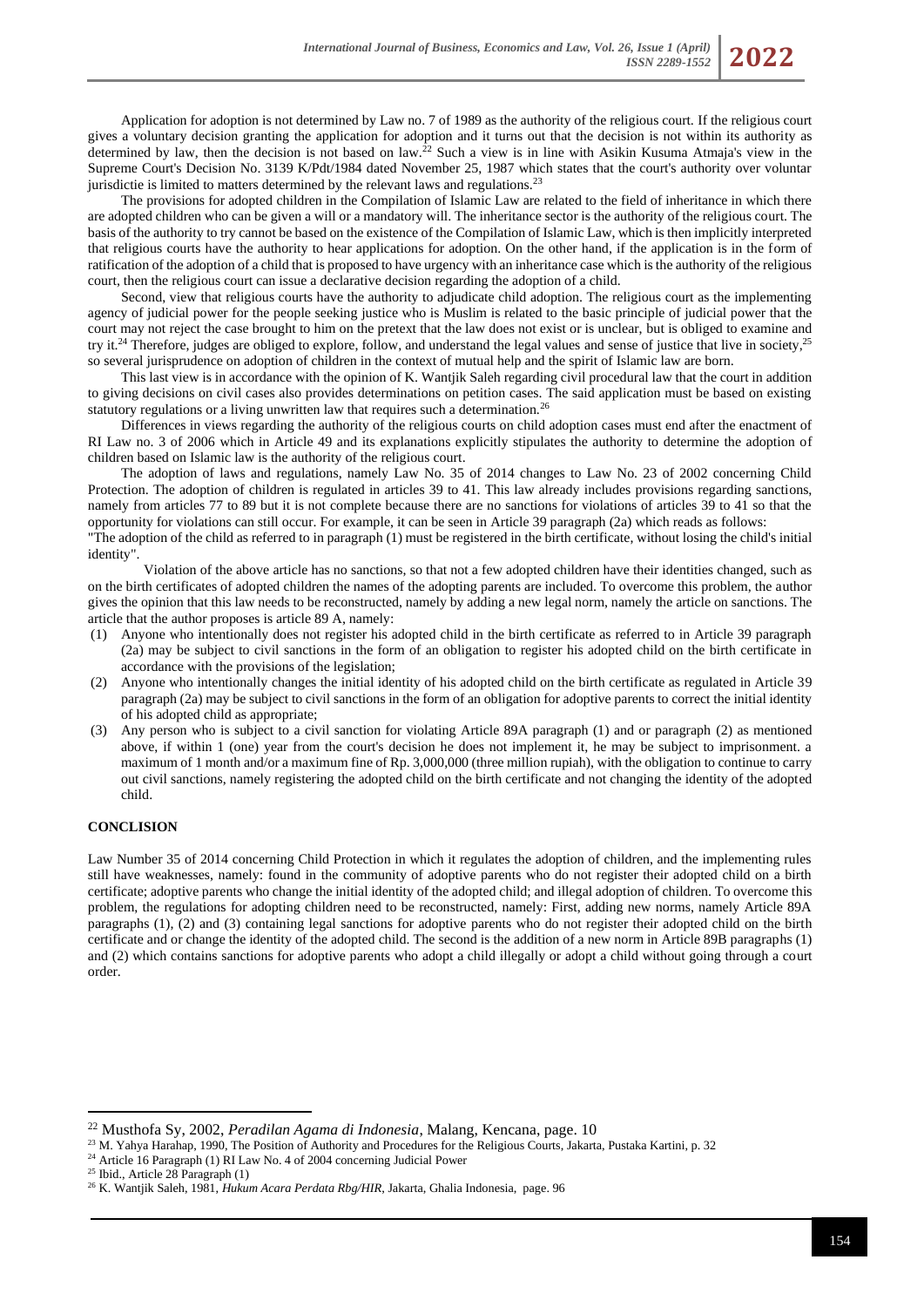Application for adoption is not determined by Law no. 7 of 1989 as the authority of the religious court. If the religious court gives a voluntary decision granting the application for adoption and it turns out that the decision is not within its authority as determined by law, then the decision is not based on law.[22] Such a view is in line with Asikin Kusuma Atmaja's view in the Supreme Court's Decision No. 3139 K/Pdt/1984 dated November 25, 1987 which states that the court's authority over voluntar jurisdictie is limited to matters determined by the relevant laws and regulations.[23]

The provisions for adopted children in the Compilation of Islamic Law are related to the field of inheritance in which there are adopted children who can be given a will or a mandatory will. The inheritance sector is the authority of the religious court. The basis of the authority to try cannot be based on the existence of the Compilation of Islamic Law, which is then implicitly interpreted that religious courts have the authority to hear applications for adoption. On the other hand, if the application is in the form of ratification of the adoption of a child that is proposed to have urgency with an inheritance case which is the authority of the religious court, then the religious court can issue a declarative decision regarding the adoption of a child.

Second, view that religious courts have the authority to adjudicate child adoption. The religious court as the implementing agency of judicial power for the people seeking justice who is Muslim is related to the basic principle of judicial power that the court may not reject the case brought to him on the pretext that the law does not exist or is unclear, but is obliged to examine and try it.[24] Therefore, judges are obliged to explore, follow, and understand the legal values and sense of justice that live in society,[25] so several jurisprudence on adoption of children in the context of mutual help and the spirit of Islamic law are born.

This last view is in accordance with the opinion of K. Wantjik Saleh regarding civil procedural law that the court in addition to giving decisions on civil cases also provides determinations on petition cases. The said application must be based on existing statutory regulations or a living unwritten law that requires such a determination.[26]

Differences in views regarding the authority of the religious courts on child adoption cases must end after the enactment of RI Law no. 3 of 2006 which in Article 49 and its explanations explicitly stipulates the authority to determine the adoption of children based on Islamic law is the authority of the religious court.

The adoption of laws and regulations, namely Law No. 35 of 2014 changes to Law No. 23 of 2002 concerning Child Protection. The adoption of children is regulated in articles 39 to 41. This law already includes provisions regarding sanctions, namely from articles 77 to 89 but it is not complete because there are no sanctions for violations of articles 39 to 41 so that the opportunity for violations can still occur. For example, it can be seen in Article 39 paragraph (2a) which reads as follows:

"The adoption of the child as referred to in paragraph (1) must be registered in the birth certificate, without losing the child's initial identity".

Violation of the above article has no sanctions, so that not a few adopted children have their identities changed, such as on the birth certificates of adopted children the names of the adopting parents are included. To overcome this problem, the author gives the opinion that this law needs to be reconstructed, namely by adding a new legal norm, namely the article on sanctions. The article that the author proposes is article 89 A, namely:

(1) Anyone who intentionally does not register his adopted child in the birth certificate as referred to in Article 39 paragraph (2a) may be subject to civil sanctions in the form of an obligation to register his adopted child on the birth certificate in accordance with the provisions of the legislation;
(2) Anyone who intentionally changes the initial identity of his adopted child on the birth certificate as regulated in Article 39 paragraph (2a) may be subject to civil sanctions in the form of an obligation for adoptive parents to correct the initial identity of his adopted child as appropriate;
(3) Any person who is subject to a civil sanction for violating Article 89A paragraph (1) and or paragraph (2) as mentioned above, if within 1 (one) year from the court's decision he does not implement it, he may be subject to imprisonment. a maximum of 1 month and/or a maximum fine of Rp. 3,000,000 (three million rupiah), with the obligation to continue to carry out civil sanctions, namely registering the adopted child on the birth certificate and not changing the identity of the adopted child.

## CONCLUSION

Law Number 35 of 2014 concerning Child Protection in which it regulates the adoption of children, and the implementing rules still have weaknesses, namely: found in the community of adoptive parents who do not register their adopted child on a birth certificate; adoptive parents who change the initial identity of the adopted child; and illegal adoption of children. To overcome this problem, the regulations for adopting children need to be reconstructed, namely: First, adding new norms, namely Article 89A paragraphs (1), (2) and (3) containing legal sanctions for adoptive parents who do not register their adopted child on the birth certificate and or change the identity of the adopted child. The second is the addition of a new norm in Article 89B paragraphs (1) and (2) which contains sanctions for adoptive parents who adopt a child illegally or adopt a child without going through a court order.

---

[22] Musthofa Sy, 2002, *Peradilan Agama di Indonesia*, Malang, Kencana, page. 10

[23] M. Yahya Harahap, 1990, The Position of Authority and Procedures for the Religious Courts, Jakarta, Pustaka Kartini, p. 32

[24] Article 16 Paragraph (1) RI Law No. 4 of 2004 concerning Judicial Power

[25] Ibid., Article 28 Paragraph (1)

[26] K. Wantjik Saleh, 1981, *Hukum Acara Perdata Rbg/HIR*, Jakarta, Ghalia Indonesia, page. 96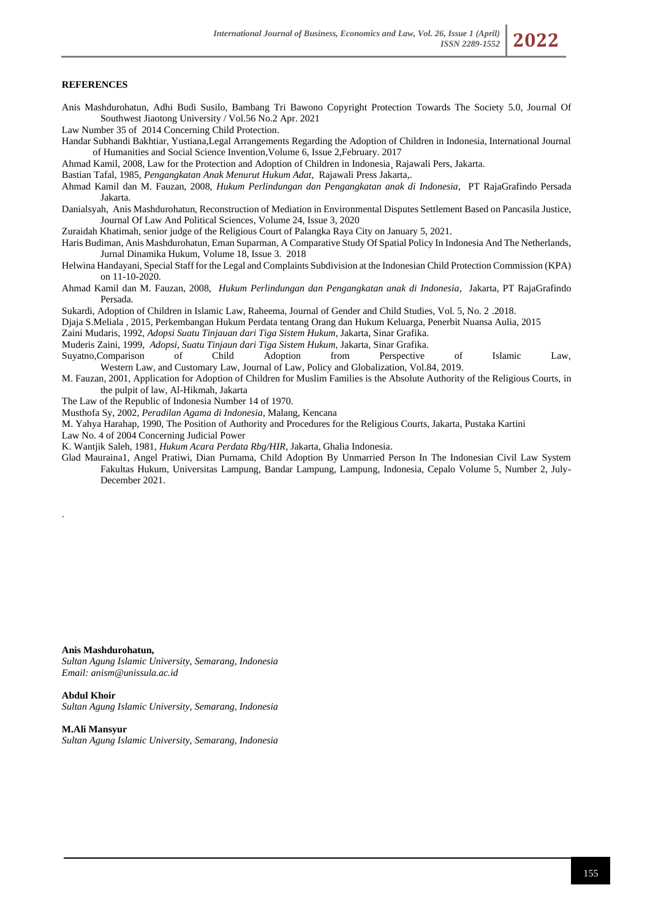**REFERENCES**

Anis Mashdurohatun, Adhi Budi Susilo, Bambang Tri Bawono Copyright Protection Towards The Society 5.0, Journal Of Southwest Jiaotong University / Vol.56 No.2 Apr. 2021

Law Number 35 of 2014 Concerning Child Protection.

Handar Subhandi Bakhtiar, Yustiana,Legal Arrangements Regarding the Adoption of Children in Indonesia, International Journal of Humanities and Social Science Invention,Volume 6, Issue 2,February. 2017

Ahmad Kamil, 2008, Law for the Protection and Adoption of Children in Indonesia¸ Rajawali Pers, Jakarta.

Bastian Tafal, 1985, *Pengangkatan Anak Menurut Hukum Adat*, Rajawali Press Jakarta,.

Ahmad Kamil dan M. Fauzan, 2008, *Hukum Perlindungan dan Pengangkatan anak di Indonesia*, PT RajaGrafindo Persada Jakarta.

Danialsyah, Anis Mashdurohatun, Reconstruction of Mediation in Environmental Disputes Settlement Based on Pancasila Justice, Journal Of Law And Political Sciences, Volume 24, Issue 3, 2020

Zuraidah Khatimah, senior judge of the Religious Court of Palangka Raya City on January 5, 2021.

Haris Budiman, Anis Mashdurohatun, Eman Suparman, A Comparative Study Of Spatial Policy In Indonesia And The Netherlands, Jurnal Dinamika Hukum, Volume 18, Issue 3. 2018

Helwina Handayani, Special Staff for the Legal and Complaints Subdivision at the Indonesian Child Protection Commission (KPA) on 11-10-2020.

Ahmad Kamil dan M. Fauzan, 2008, *Hukum Perlindungan dan Pengangkatan anak di Indonesia*, Jakarta, PT RajaGrafindo Persada.

Sukardi, Adoption of Children in Islamic Law, Raheema, Journal of Gender and Child Studies, Vol. 5, No. 2 .2018.

Djaja S.Meliala , 2015, Perkembangan Hukum Perdata tentang Orang dan Hukum Keluarga, Penerbit Nuansa Aulia, 2015

Zaini Mudaris, 1992, *Adopsi Suatu Tinjauan dari Tiga Sistem Hukum*, Jakarta, Sinar Grafika.

Muderis Zaini, 1999, *Adopsi, Suatu Tinjaun dari Tiga Sistem Hukum*, Jakarta, Sinar Grafika.

Suyatno,Comparison of Child Adoption from Perspective of Islamic Law, Western Law, and Customary Law, Journal of Law, Policy and Globalization, Vol.84, 2019.

M. Fauzan, 2001, Application for Adoption of Children for Muslim Families is the Absolute Authority of the Religious Courts, in the pulpit of law, Al-Hikmah, Jakarta

The Law of the Republic of Indonesia Number 14 of 1970.

Musthofa Sy, 2002, *Peradilan Agama di Indonesia*, Malang, Kencana

M. Yahya Harahap, 1990, The Position of Authority and Procedures for the Religious Courts, Jakarta, Pustaka Kartini

Law No. 4 of 2004 Concerning Judicial Power

K. Wantjik Saleh, 1981, *Hukum Acara Perdata Rbg/HIR*, Jakarta, Ghalia Indonesia.

Glad Mauraina1, Angel Pratiwi, Dian Purnama, Child Adoption By Unmarried Person In The Indonesian Civil Law System Fakultas Hukum, Universitas Lampung, Bandar Lampung, Lampung, Indonesia, Cepalo Volume 5, Number 2, July-December 2021.

**Anis Mashdurohatun,**
*Sultan Agung Islamic University, Semarang, Indonesia*
*Email: anism@unissula.ac.id*

**Abdul Khoir**
*Sultan Agung Islamic University, Semarang, Indonesia*

**M.Ali Mansyur**
*Sultan Agung Islamic University, Semarang, Indonesia*